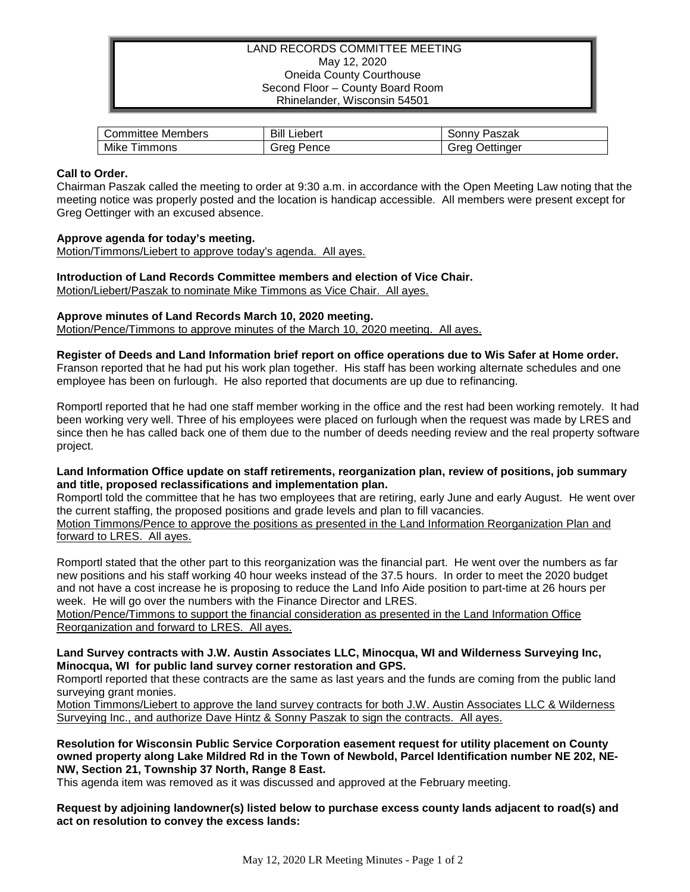LAND RECORDS COMMITTEE MEETING
May 12, 2020
Oneida County Courthouse
Second Floor – County Board Room
Rhinelander, Wisconsin 54501

| Committee Members | Bill Liebert | Sonny Paszak |
|---|---|---|
| Mike Timmons | Greg Pence | Greg Oettinger |

**Call to Order.**

Chairman Paszak called the meeting to order at 9:30 a.m. in accordance with the Open Meeting Law noting that the meeting notice was properly posted and the location is handicap accessible. All members were present except for Greg Oettinger with an excused absence.

**Approve agenda for today's meeting.**

Motion/Timmons/Liebert to approve today's agenda. All ayes.

**Introduction of Land Records Committee members and election of Vice Chair.**

Motion/Liebert/Paszak to nominate Mike Timmons as Vice Chair. All ayes.

**Approve minutes of Land Records March 10, 2020 meeting.**

Motion/Pence/Timmons to approve minutes of the March 10, 2020 meeting. All ayes.

**Register of Deeds and Land Information brief report on office operations due to Wis Safer at Home order.**

Franson reported that he had put his work plan together. His staff has been working alternate schedules and one employee has been on furlough. He also reported that documents are up due to refinancing.

Romportl reported that he had one staff member working in the office and the rest had been working remotely. It had been working very well. Three of his employees were placed on furlough when the request was made by LRES and since then he has called back one of them due to the number of deeds needing review and the real property software project.

**Land Information Office update on staff retirements, reorganization plan, review of positions, job summary and title, proposed reclassifications and implementation plan.**

Romportl told the committee that he has two employees that are retiring, early June and early August. He went over the current staffing, the proposed positions and grade levels and plan to fill vacancies.

Motion Timmons/Pence to approve the positions as presented in the Land Information Reorganization Plan and forward to LRES. All ayes.

Romportl stated that the other part to this reorganization was the financial part. He went over the numbers as far new positions and his staff working 40 hour weeks instead of the 37.5 hours. In order to meet the 2020 budget and not have a cost increase he is proposing to reduce the Land Info Aide position to part-time at 26 hours per week. He will go over the numbers with the Finance Director and LRES.

Motion/Pence/Timmons to support the financial consideration as presented in the Land Information Office Reorganization and forward to LRES. All ayes.

**Land Survey contracts with J.W. Austin Associates LLC, Minocqua, WI and Wilderness Surveying Inc, Minocqua, WI for public land survey corner restoration and GPS.**

Romportl reported that these contracts are the same as last years and the funds are coming from the public land surveying grant monies.

Motion Timmons/Liebert to approve the land survey contracts for both J.W. Austin Associates LLC & Wilderness Surveying Inc., and authorize Dave Hintz & Sonny Paszak to sign the contracts. All ayes.

**Resolution for Wisconsin Public Service Corporation easement request for utility placement on County owned property along Lake Mildred Rd in the Town of Newbold, Parcel Identification number NE 202, NE-NW, Section 21, Township 37 North, Range 8 East.**

This agenda item was removed as it was discussed and approved at the February meeting.

**Request by adjoining landowner(s) listed below to purchase excess county lands adjacent to road(s) and act on resolution to convey the excess lands:**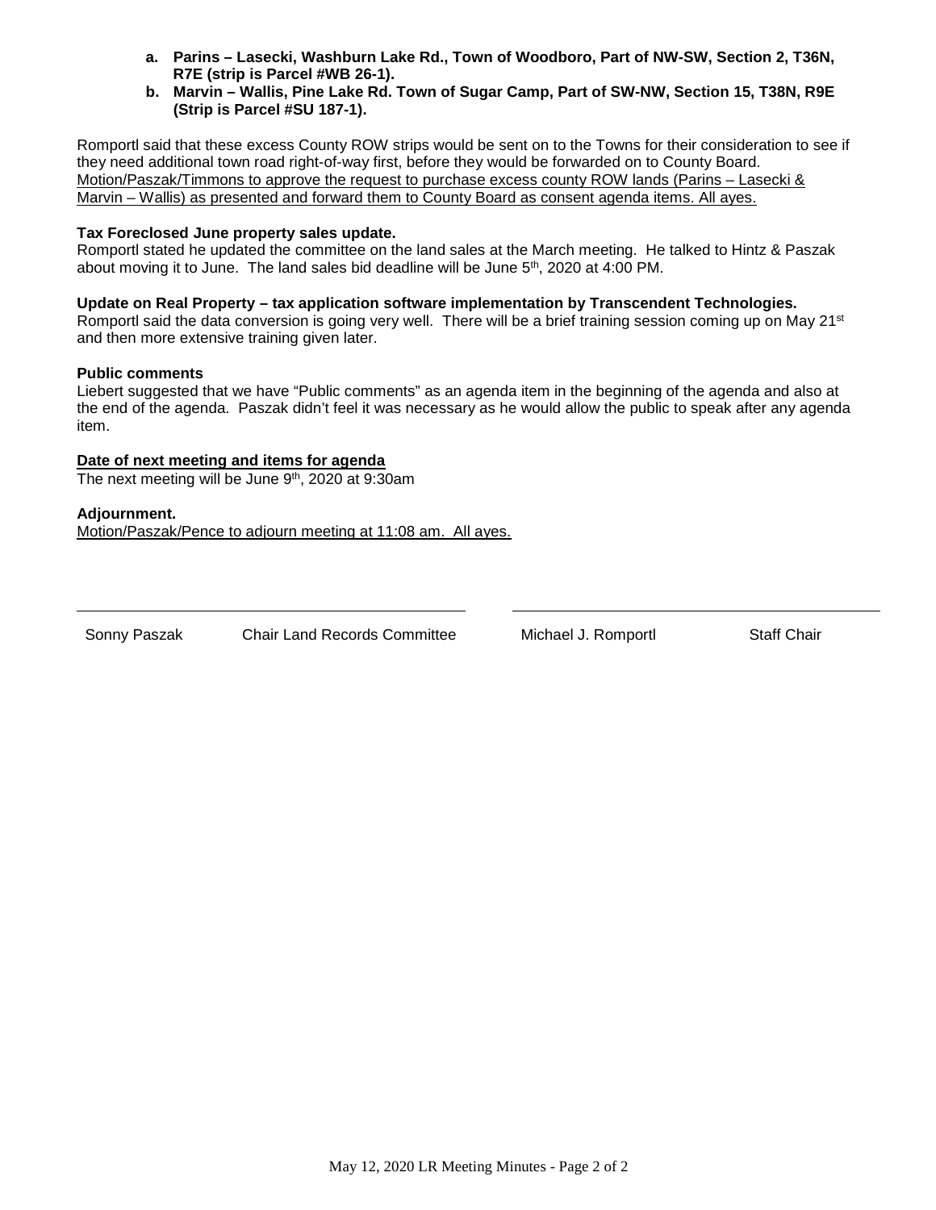a. **Parins – Lasecki, Washburn Lake Rd., Town of Woodboro, Part of NW-SW, Section 2, T36N, R7E (strip is Parcel #WB 26-1).**
b. **Marvin – Wallis, Pine Lake Rd. Town of Sugar Camp, Part of SW-NW, Section 15, T38N, R9E (Strip is Parcel #SU 187-1).**

Romportl said that these excess County ROW strips would be sent on to the Towns for their consideration to see if they need additional town road right-of-way first, before they would be forwarded on to County Board. Motion/Paszak/Timmons to approve the request to purchase excess county ROW lands (Parins – Lasecki & Marvin – Wallis) as presented and forward them to County Board as consent agenda items. All ayes.

**Tax Foreclosed June property sales update.**

Romportl stated he updated the committee on the land sales at the March meeting. He talked to Hintz & Paszak about moving it to June. The land sales bid deadline will be June 5th, 2020 at 4:00 PM.

**Update on Real Property – tax application software implementation by Transcendent Technologies.**

Romportl said the data conversion is going very well. There will be a brief training session coming up on May 21st and then more extensive training given later.

**Public comments**

Liebert suggested that we have "Public comments" as an agenda item in the beginning of the agenda and also at the end of the agenda. Paszak didn't feel it was necessary as he would allow the public to speak after any agenda item.

**Date of next meeting and items for agenda**

The next meeting will be June 9th, 2020 at 9:30am

**Adjournment.**

Motion/Paszak/Pence to adjourn meeting at 11:08 am. All ayes.

Sonny Paszak Chair Land Records Committee

Michael J. Romportl Staff Chair